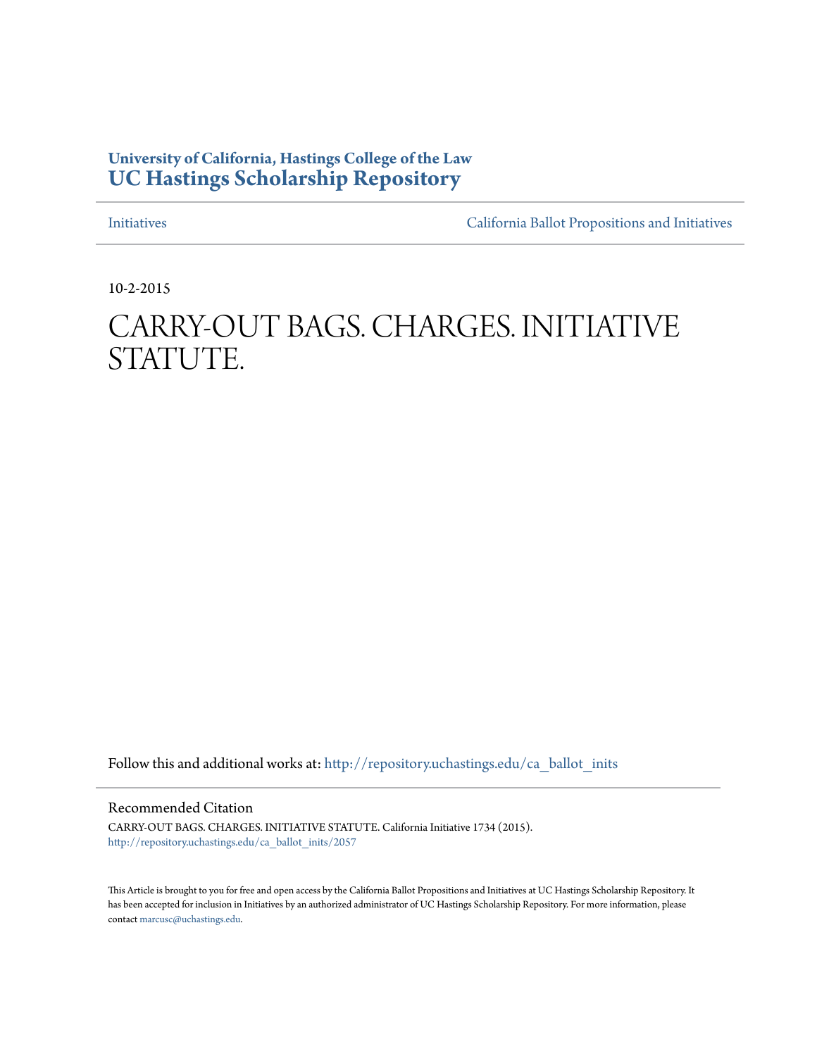**University of California, Hastings College of the Law**
**UC Hastings Scholarship Repository**

Initiatives | California Ballot Propositions and Initiatives

10-2-2015

# CARRY-OUT BAGS. CHARGES. INITIATIVE STATUTE.

Follow this and additional works at: http://repository.uchastings.edu/ca_ballot_inits

Recommended Citation

CARRY-OUT BAGS. CHARGES. INITIATIVE STATUTE. California Initiative 1734 (2015).
http://repository.uchastings.edu/ca_ballot_inits/2057

This Article is brought to you for free and open access by the California Ballot Propositions and Initiatives at UC Hastings Scholarship Repository. It has been accepted for inclusion in Initiatives by an authorized administrator of UC Hastings Scholarship Repository. For more information, please contact marcusc@uchastings.edu.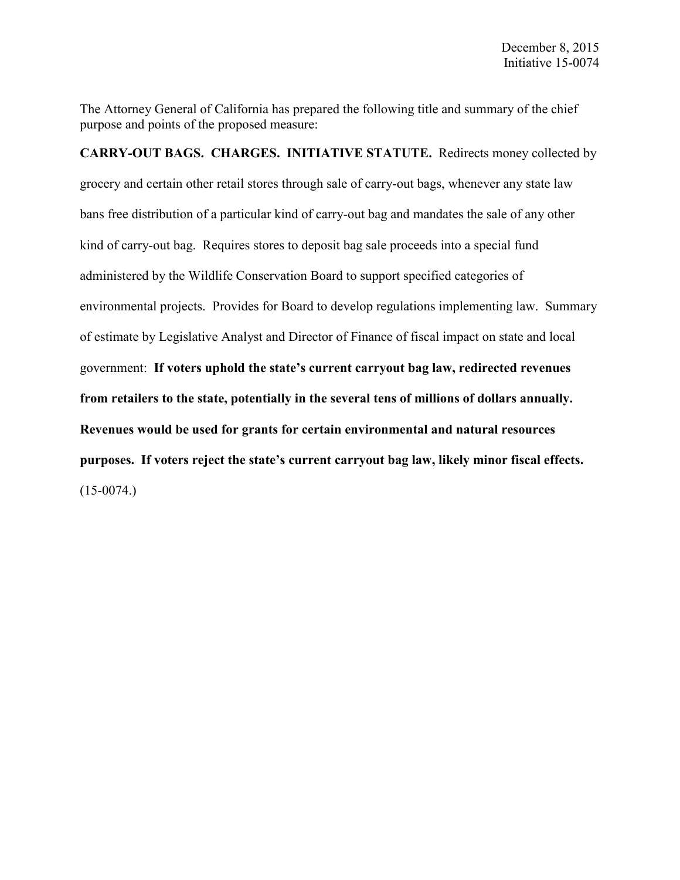December 8, 2015
Initiative 15-0074

The Attorney General of California has prepared the following title and summary of the chief purpose and points of the proposed measure:

**CARRY-OUT BAGS. CHARGES. INITIATIVE STATUTE.** Redirects money collected by grocery and certain other retail stores through sale of carry-out bags, whenever any state law bans free distribution of a particular kind of carry-out bag and mandates the sale of any other kind of carry-out bag. Requires stores to deposit bag sale proceeds into a special fund administered by the Wildlife Conservation Board to support specified categories of environmental projects. Provides for Board to develop regulations implementing law. Summary of estimate by Legislative Analyst and Director of Finance of fiscal impact on state and local government: **If voters uphold the state's current carryout bag law, redirected revenues from retailers to the state, potentially in the several tens of millions of dollars annually. Revenues would be used for grants for certain environmental and natural resources purposes. If voters reject the state's current carryout bag law, likely minor fiscal effects.** (15-0074.)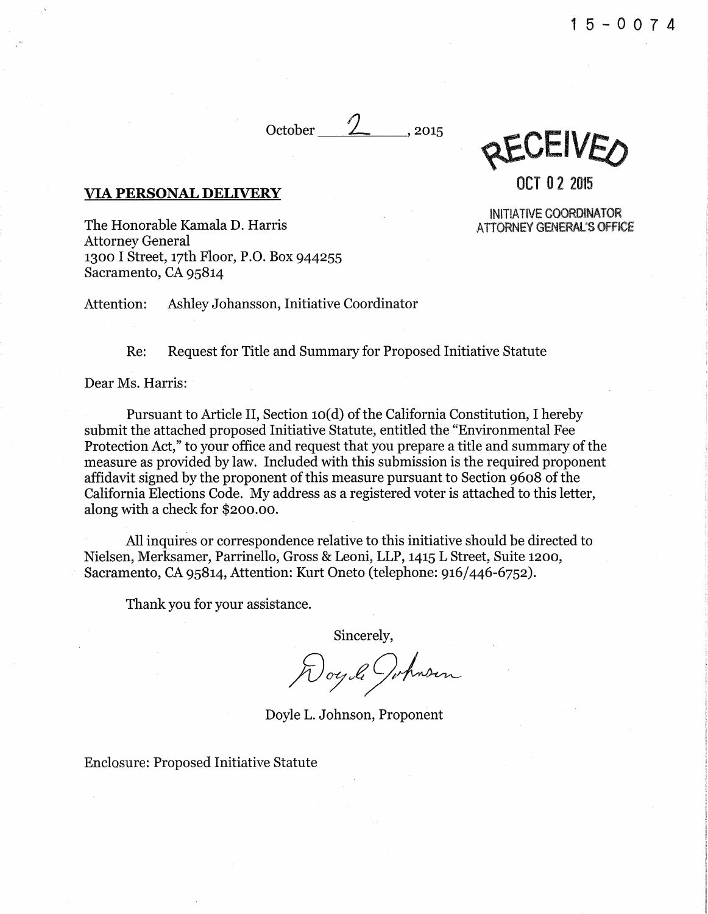15-0074

October 2, 2015

RECEIVED

OCT 02 2015

INITIATIVE COORDINATOR
ATTORNEY GENERAL'S OFFICE

**VIA PERSONAL DELIVERY**

The Honorable Kamala D. Harris
Attorney General
1300 I Street, 17th Floor, P.O. Box 944255
Sacramento, CA 95814

Attention: Ashley Johansson, Initiative Coordinator

Re: Request for Title and Summary for Proposed Initiative Statute

Dear Ms. Harris:

Pursuant to Article II, Section 10(d) of the California Constitution, I hereby submit the attached proposed Initiative Statute, entitled the "Environmental Fee Protection Act," to your office and request that you prepare a title and summary of the measure as provided by law. Included with this submission is the required proponent affidavit signed by the proponent of this measure pursuant to Section 9608 of the California Elections Code. My address as a registered voter is attached to this letter, along with a check for $200.00.

All inquires or correspondence relative to this initiative should be directed to Nielsen, Merksamer, Parrinello, Gross & Leoni, LLP, 1415 L Street, Suite 1200, Sacramento, CA 95814, Attention: Kurt Oneto (telephone: 916/446-6752).

Thank you for your assistance.

Sincerely,

Doyle Johnson

Doyle L. Johnson, Proponent

Enclosure: Proposed Initiative Statute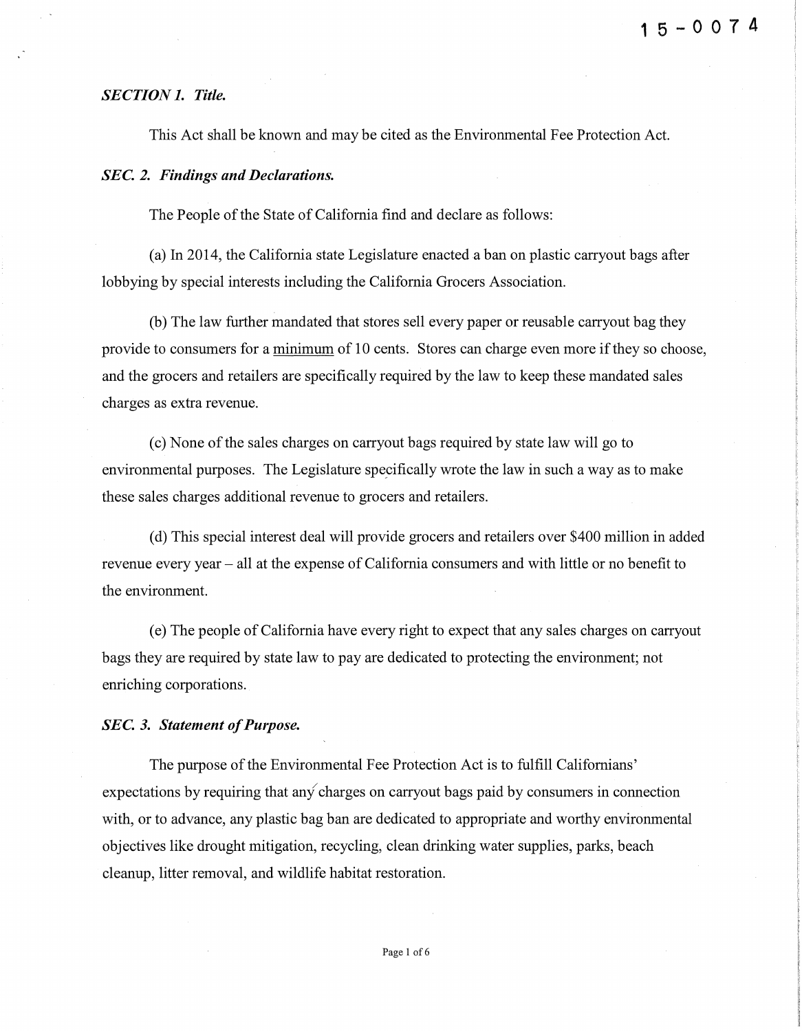15-0074

***SECTION 1. Title.***

This Act shall be known and may be cited as the Environmental Fee Protection Act.

***SEC. 2. Findings and Declarations.***

The People of the State of California find and declare as follows:

(a) In 2014, the California state Legislature enacted a ban on plastic carryout bags after lobbying by special interests including the California Grocers Association.

(b) The law further mandated that stores sell every paper or reusable carryout bag they provide to consumers for a minimum of 10 cents. Stores can charge even more if they so choose, and the grocers and retailers are specifically required by the law to keep these mandated sales charges as extra revenue.

(c) None of the sales charges on carryout bags required by state law will go to environmental purposes. The Legislature specifically wrote the law in such a way as to make these sales charges additional revenue to grocers and retailers.

(d) This special interest deal will provide grocers and retailers over $400 million in added revenue every year – all at the expense of California consumers and with little or no benefit to the environment.

(e) The people of California have every right to expect that any sales charges on carryout bags they are required by state law to pay are dedicated to protecting the environment; not enriching corporations.

***SEC. 3. Statement of Purpose.***

The purpose of the Environmental Fee Protection Act is to fulfill Californians' expectations by requiring that any charges on carryout bags paid by consumers in connection with, or to advance, any plastic bag ban are dedicated to appropriate and worthy environmental objectives like drought mitigation, recycling, clean drinking water supplies, parks, beach cleanup, litter removal, and wildlife habitat restoration.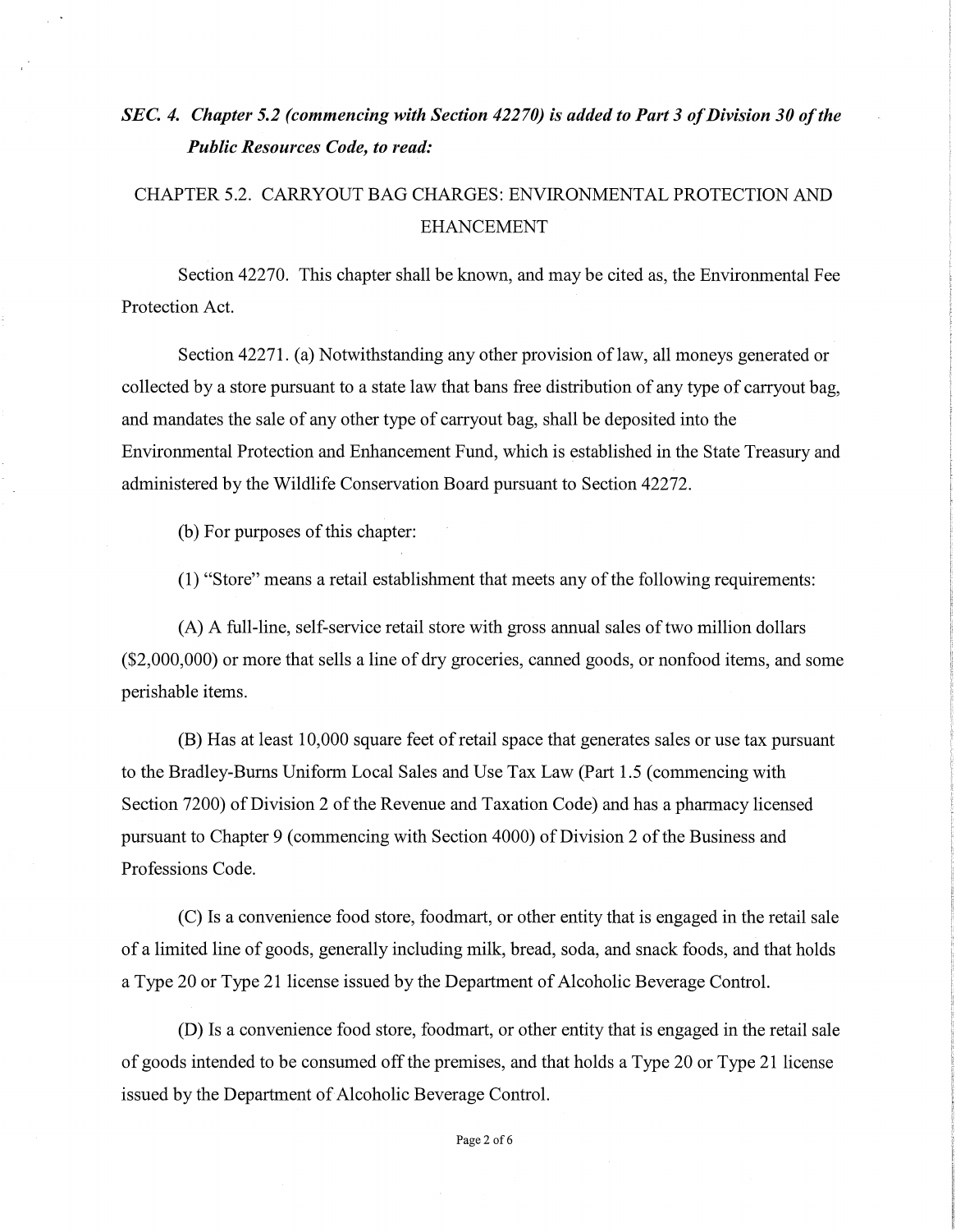*SEC. 4. Chapter 5.2 (commencing with Section 42270) is added to Part 3 of Division 30 of the Public Resources Code, to read:*

## CHAPTER 5.2. CARRYOUT BAG CHARGES: ENVIRONMENTAL PROTECTION AND EHANCEMENT

Section 42270. This chapter shall be known, and may be cited as, the Environmental Fee Protection Act.

Section 42271. (a) Notwithstanding any other provision of law, all moneys generated or collected by a store pursuant to a state law that bans free distribution of any type of carryout bag, and mandates the sale of any other type of carryout bag, shall be deposited into the Environmental Protection and Enhancement Fund, which is established in the State Treasury and administered by the Wildlife Conservation Board pursuant to Section 42272.

(b) For purposes of this chapter:

(1) "Store" means a retail establishment that meets any of the following requirements:

(A) A full-line, self-service retail store with gross annual sales of two million dollars ($2,000,000) or more that sells a line of dry groceries, canned goods, or nonfood items, and some perishable items.

(B) Has at least 10,000 square feet of retail space that generates sales or use tax pursuant to the Bradley-Burns Uniform Local Sales and Use Tax Law (Part 1.5 (commencing with Section 7200) of Division 2 of the Revenue and Taxation Code) and has a pharmacy licensed pursuant to Chapter 9 (commencing with Section 4000) of Division 2 of the Business and Professions Code.

(C) Is a convenience food store, foodmart, or other entity that is engaged in the retail sale of a limited line of goods, generally including milk, bread, soda, and snack foods, and that holds a Type 20 or Type 21 license issued by the Department of Alcoholic Beverage Control.

(D) Is a convenience food store, foodmart, or other entity that is engaged in the retail sale of goods intended to be consumed off the premises, and that holds a Type 20 or Type 21 license issued by the Department of Alcoholic Beverage Control.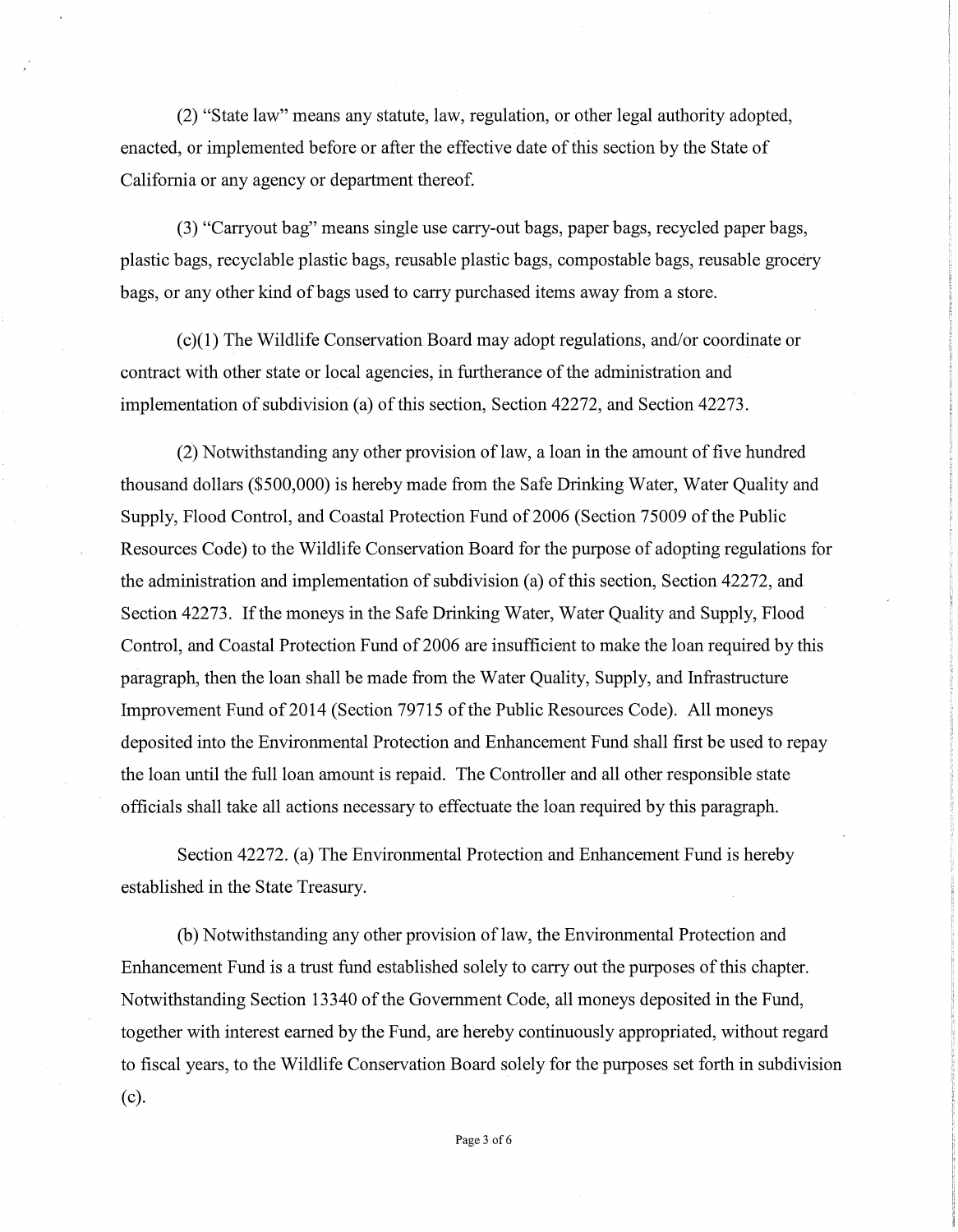(2) "State law" means any statute, law, regulation, or other legal authority adopted, enacted, or implemented before or after the effective date of this section by the State of California or any agency or department thereof.

(3) "Carryout bag" means single use carry-out bags, paper bags, recycled paper bags, plastic bags, recyclable plastic bags, reusable plastic bags, compostable bags, reusable grocery bags, or any other kind of bags used to carry purchased items away from a store.

(c)(1) The Wildlife Conservation Board may adopt regulations, and/or coordinate or contract with other state or local agencies, in furtherance of the administration and implementation of subdivision (a) of this section, Section 42272, and Section 42273.

(2) Notwithstanding any other provision of law, a loan in the amount of five hundred thousand dollars ($500,000) is hereby made from the Safe Drinking Water, Water Quality and Supply, Flood Control, and Coastal Protection Fund of 2006 (Section 75009 of the Public Resources Code) to the Wildlife Conservation Board for the purpose of adopting regulations for the administration and implementation of subdivision (a) of this section, Section 42272, and Section 42273. If the moneys in the Safe Drinking Water, Water Quality and Supply, Flood Control, and Coastal Protection Fund of 2006 are insufficient to make the loan required by this paragraph, then the loan shall be made from the Water Quality, Supply, and Infrastructure Improvement Fund of 2014 (Section 79715 of the Public Resources Code). All moneys deposited into the Environmental Protection and Enhancement Fund shall first be used to repay the loan until the full loan amount is repaid. The Controller and all other responsible state officials shall take all actions necessary to effectuate the loan required by this paragraph.

Section 42272. (a) The Environmental Protection and Enhancement Fund is hereby established in the State Treasury.

(b) Notwithstanding any other provision of law, the Environmental Protection and Enhancement Fund is a trust fund established solely to carry out the purposes of this chapter. Notwithstanding Section 13340 of the Government Code, all moneys deposited in the Fund, together with interest earned by the Fund, are hereby continuously appropriated, without regard to fiscal years, to the Wildlife Conservation Board solely for the purposes set forth in subdivision (c).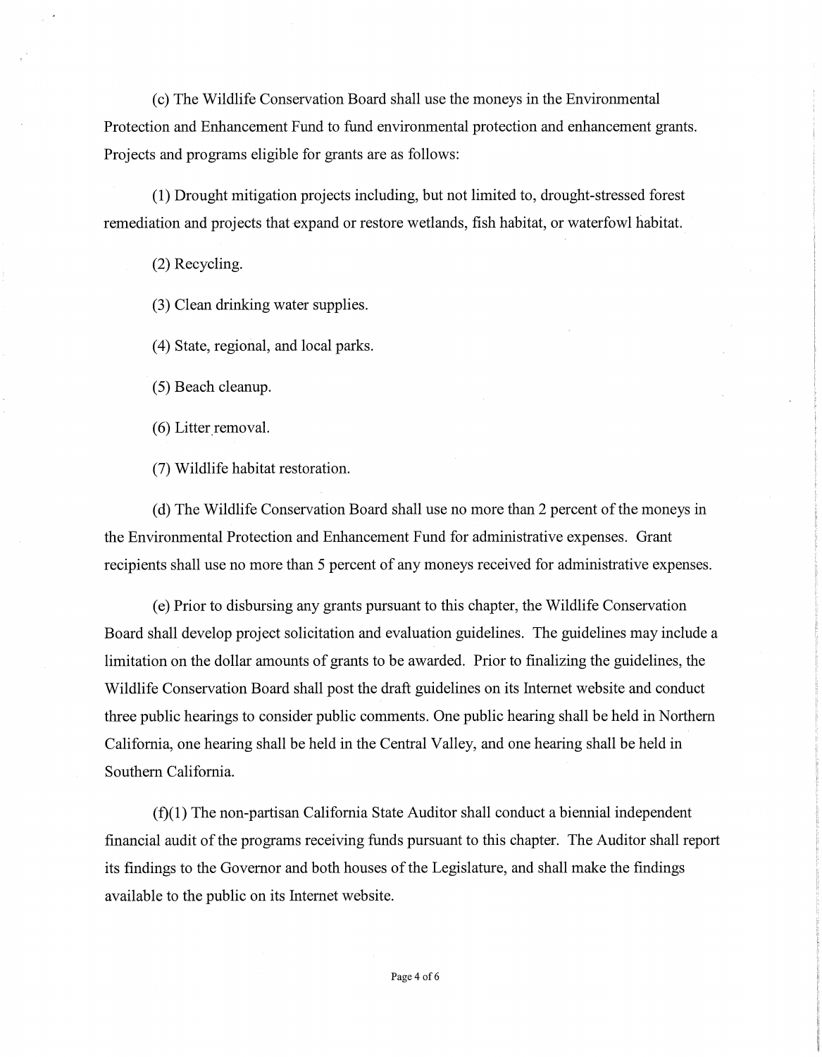(c) The Wildlife Conservation Board shall use the moneys in the Environmental Protection and Enhancement Fund to fund environmental protection and enhancement grants. Projects and programs eligible for grants are as follows:

(1) Drought mitigation projects including, but not limited to, drought-stressed forest remediation and projects that expand or restore wetlands, fish habitat, or waterfowl habitat.

(2) Recycling.

(3) Clean drinking water supplies.

(4) State, regional, and local parks.

(5) Beach cleanup.

(6) Litter removal.

(7) Wildlife habitat restoration.

(d) The Wildlife Conservation Board shall use no more than 2 percent of the moneys in the Environmental Protection and Enhancement Fund for administrative expenses. Grant recipients shall use no more than 5 percent of any moneys received for administrative expenses.

(e) Prior to disbursing any grants pursuant to this chapter, the Wildlife Conservation Board shall develop project solicitation and evaluation guidelines. The guidelines may include a limitation on the dollar amounts of grants to be awarded. Prior to finalizing the guidelines, the Wildlife Conservation Board shall post the draft guidelines on its Internet website and conduct three public hearings to consider public comments. One public hearing shall be held in Northern California, one hearing shall be held in the Central Valley, and one hearing shall be held in Southern California.

(f)(1) The non-partisan California State Auditor shall conduct a biennial independent financial audit of the programs receiving funds pursuant to this chapter. The Auditor shall report its findings to the Governor and both houses of the Legislature, and shall make the findings available to the public on its Internet website.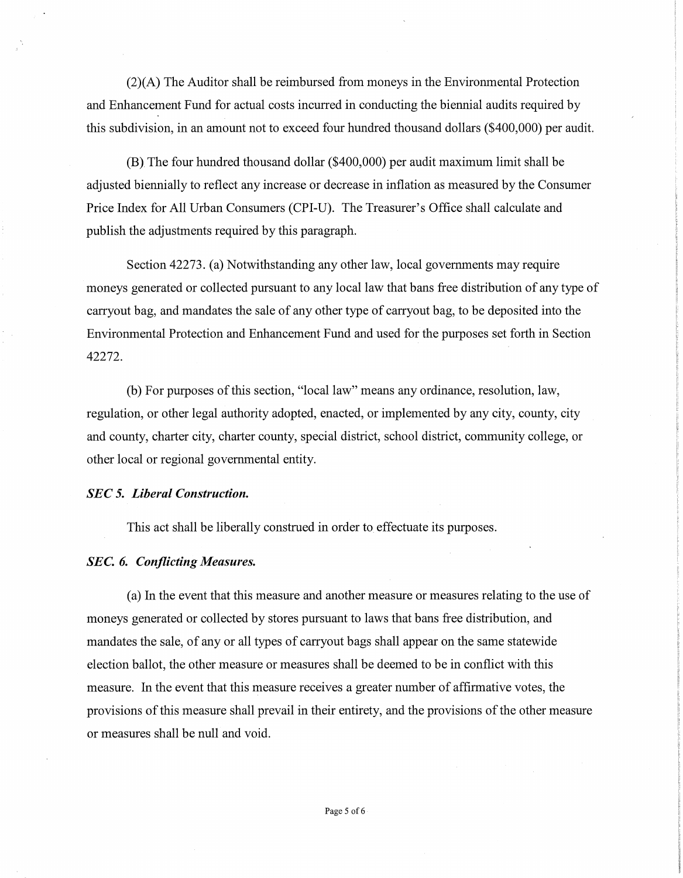(2)(A) The Auditor shall be reimbursed from moneys in the Environmental Protection and Enhancement Fund for actual costs incurred in conducting the biennial audits required by this subdivision, in an amount not to exceed four hundred thousand dollars ($400,000) per audit.

(B) The four hundred thousand dollar ($400,000) per audit maximum limit shall be adjusted biennially to reflect any increase or decrease in inflation as measured by the Consumer Price Index for All Urban Consumers (CPI-U). The Treasurer's Office shall calculate and publish the adjustments required by this paragraph.

Section 42273. (a) Notwithstanding any other law, local governments may require moneys generated or collected pursuant to any local law that bans free distribution of any type of carryout bag, and mandates the sale of any other type of carryout bag, to be deposited into the Environmental Protection and Enhancement Fund and used for the purposes set forth in Section 42272.

(b) For purposes of this section, "local law" means any ordinance, resolution, law, regulation, or other legal authority adopted, enacted, or implemented by any city, county, city and county, charter city, charter county, special district, school district, community college, or other local or regional governmental entity.

***SEC 5. Liberal Construction.***

This act shall be liberally construed in order to effectuate its purposes.

***SEC. 6. Conflicting Measures.***

(a) In the event that this measure and another measure or measures relating to the use of moneys generated or collected by stores pursuant to laws that bans free distribution, and mandates the sale, of any or all types of carryout bags shall appear on the same statewide election ballot, the other measure or measures shall be deemed to be in conflict with this measure. In the event that this measure receives a greater number of affirmative votes, the provisions of this measure shall prevail in their entirety, and the provisions of the other measure or measures shall be null and void.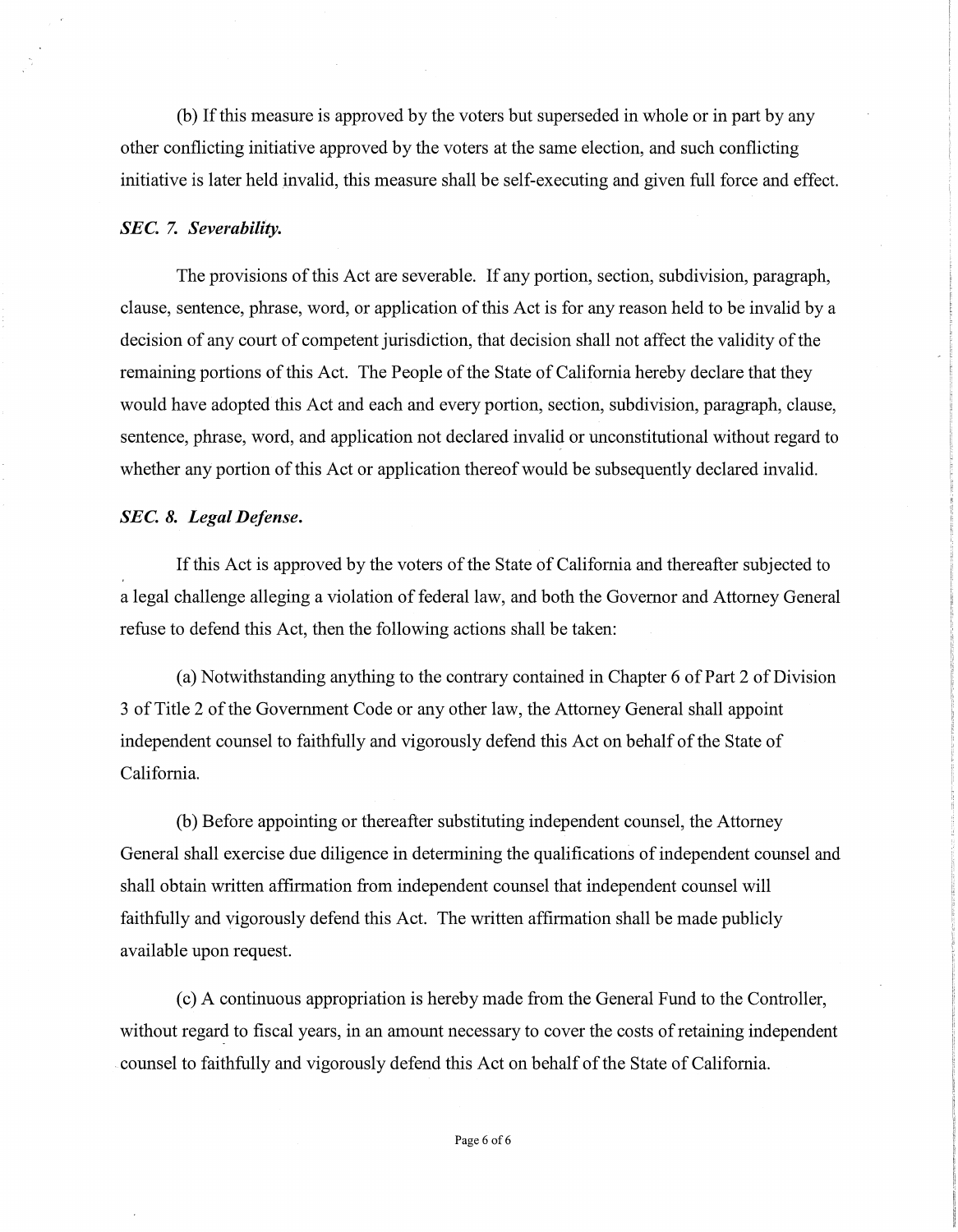(b) If this measure is approved by the voters but superseded in whole or in part by any other conflicting initiative approved by the voters at the same election, and such conflicting initiative is later held invalid, this measure shall be self-executing and given full force and effect.

*SEC. 7. Severability.*

The provisions of this Act are severable. If any portion, section, subdivision, paragraph, clause, sentence, phrase, word, or application of this Act is for any reason held to be invalid by a decision of any court of competent jurisdiction, that decision shall not affect the validity of the remaining portions of this Act. The People of the State of California hereby declare that they would have adopted this Act and each and every portion, section, subdivision, paragraph, clause, sentence, phrase, word, and application not declared invalid or unconstitutional without regard to whether any portion of this Act or application thereof would be subsequently declared invalid.

*SEC. 8. Legal Defense.*

If this Act is approved by the voters of the State of California and thereafter subjected to a legal challenge alleging a violation of federal law, and both the Governor and Attorney General refuse to defend this Act, then the following actions shall be taken:

(a) Notwithstanding anything to the contrary contained in Chapter 6 of Part 2 of Division 3 of Title 2 of the Government Code or any other law, the Attorney General shall appoint independent counsel to faithfully and vigorously defend this Act on behalf of the State of California.

(b) Before appointing or thereafter substituting independent counsel, the Attorney General shall exercise due diligence in determining the qualifications of independent counsel and shall obtain written affirmation from independent counsel that independent counsel will faithfully and vigorously defend this Act. The written affirmation shall be made publicly available upon request.

(c) A continuous appropriation is hereby made from the General Fund to the Controller, without regard to fiscal years, in an amount necessary to cover the costs of retaining independent counsel to faithfully and vigorously defend this Act on behalf of the State of California.